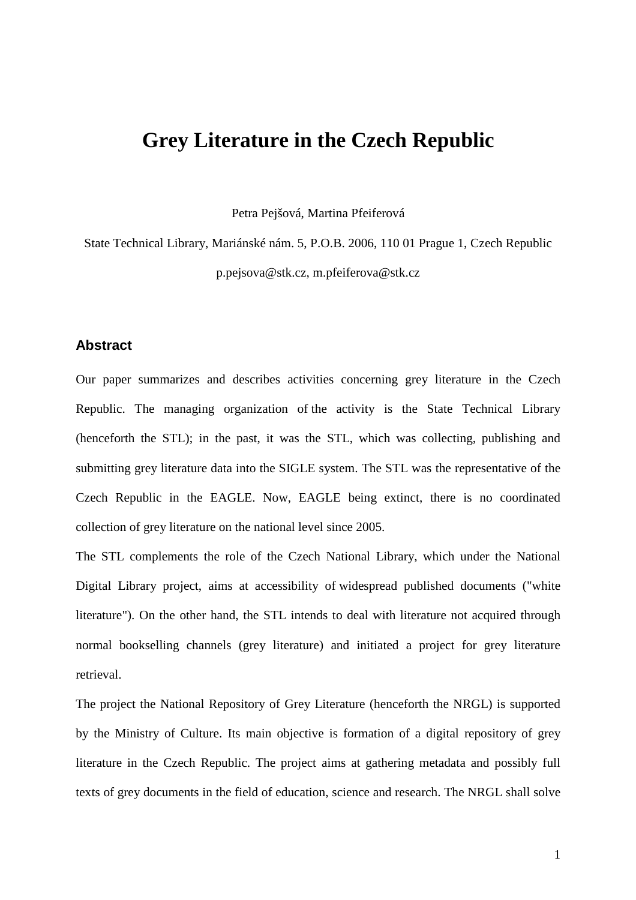# Grey Literature in the Czech Republic

Petra Pejšová, Martina Pfeiferová

State Technical Library, Mariánské nám. 5, P.O.B. 2006, 110 01 Prague 1, Czech Republic

p.pejsova@stk.cz, m.pfeiferova@stk.cz

## Abstract

Our paper summarizes and describes activities concerning grey literature in the Czech Republic. The managing organization of the activity is the State Technical Library (henceforth the STL); in the past, it was the STL, which was collecting, publishing and submitting grey literature data into the SIGLE system. The STL was the representative of the Czech Republic in the EAGLE. Now, EAGLE being extinct, there is no coordinated collection of grey literature on the national level since 2005.

The STL complements the role of the Czech National Library, which under the National Digital Library project, aims at accessibility of widespread published documents ("white literature"). On the other hand, the STL intends to deal with literature not acquired through normal bookselling channels (grey literature) and initiated a project for grey literature retrieval.

The project the National Repository of Grey Literature (henceforth the NRGL) is supported by the Ministry of Culture. Its main objective is formation of a digital repository of grey literature in the Czech Republic. The project aims at gathering metadata and possibly full texts of grey documents in the field of education, science and research. The NRGL shall solve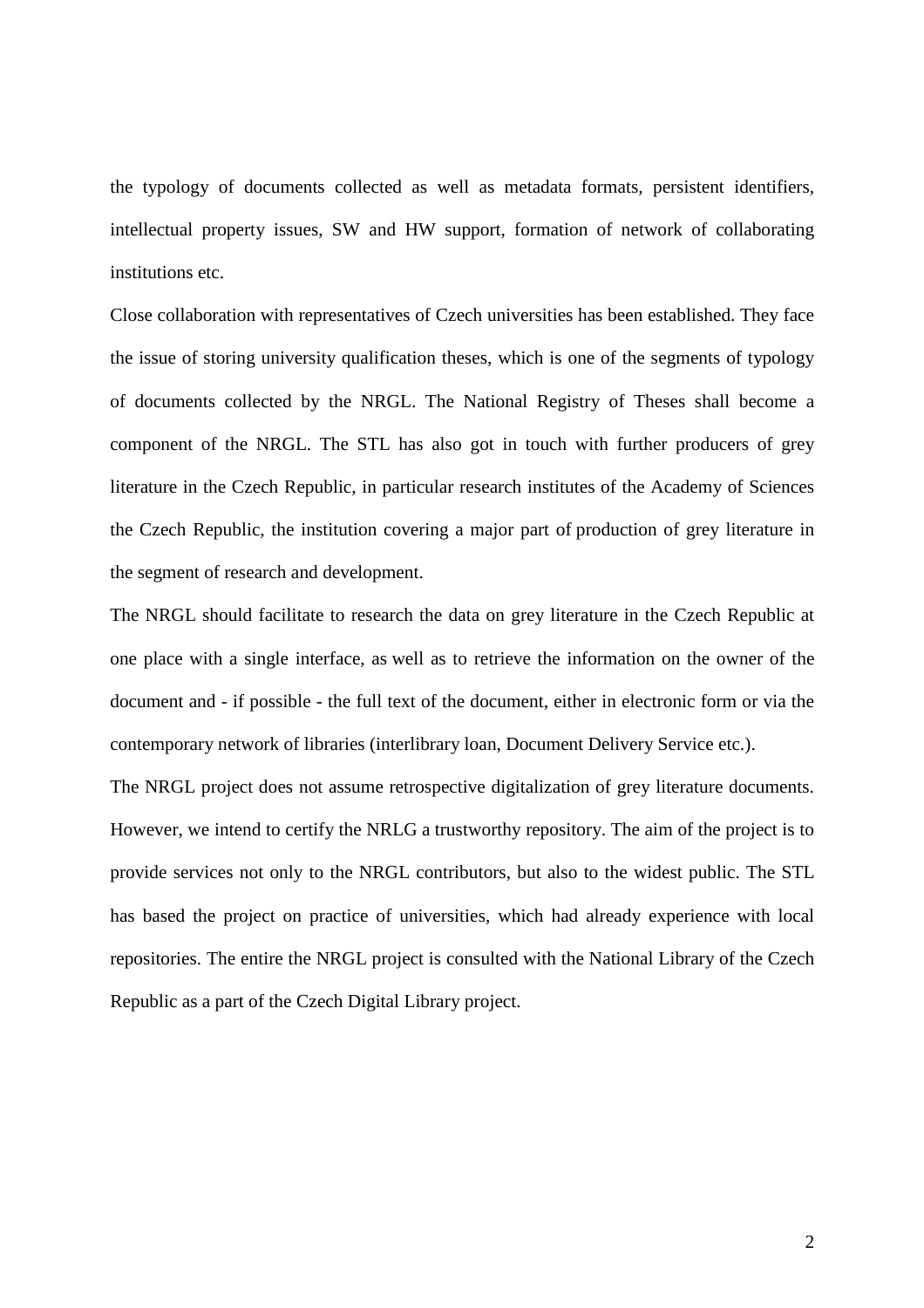the typology of documents collected as well as metadata formats, persistent identifiers, intellectual property issues, SW and HW support, formation of network of collaborating institutions etc.

Close collaboration with representatives of Czech universities has been established. They face the issue of storing university qualification theses, which is one of the segments of typology of documents collected by the NRGL. The National Registry of Theses shall become a component of the NRGL. The STL has also got in touch with further producers of grey literature in the Czech Republic, in particular research institutes of the Academy of Sciences the Czech Republic, the institution covering a major part of production of grey literature in the segment of research and development.

The NRGL should facilitate to research the data on grey literature in the Czech Republic at one place with a single interface, as well as to retrieve the information on the owner of the document and - if possible - the full text of the document, either in electronic form or via the contemporary network of libraries (interlibrary loan, Document Delivery Service etc.).

The NRGL project does not assume retrospective digitalization of grey literature documents. However, we intend to certify the NRLG a trustworthy repository. The aim of the project is to provide services not only to the NRGL contributors, but also to the widest public. The STL has based the project on practice of universities, which had already experience with local repositories. The entire the NRGL project is consulted with the National Library of the Czech Republic as a part of the Czech Digital Library project.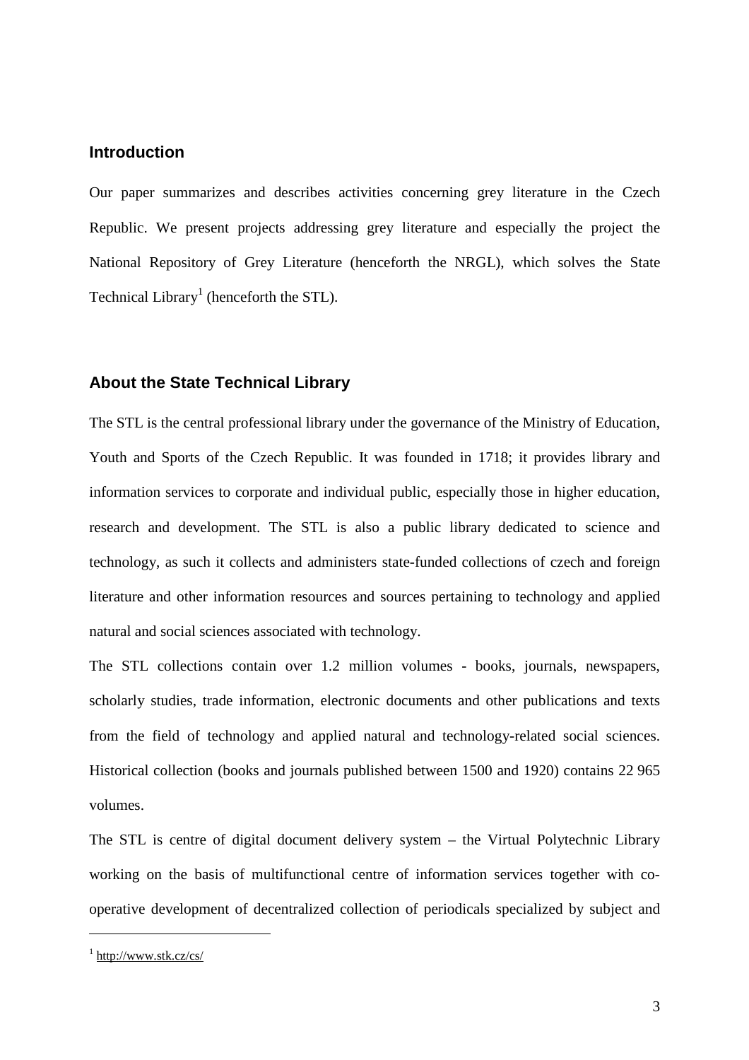## Introduction

Our paper summarizes and describes activities concerning grey literature in the Czech Republic. We present projects addressing grey literature and especially the project the National Repository of Grey Literature (henceforth the NRGL), which solves the State Technical Library[1] (henceforth the STL).

## About the State Technical Library

The STL is the central professional library under the governance of the Ministry of Education, Youth and Sports of the Czech Republic. It was founded in 1718; it provides library and information services to corporate and individual public, especially those in higher education, research and development. The STL is also a public library dedicated to science and technology, as such it collects and administers state-funded collections of czech and foreign literature and other information resources and sources pertaining to technology and applied natural and social sciences associated with technology.

The STL collections contain over 1.2 million volumes - books, journals, newspapers, scholarly studies, trade information, electronic documents and other publications and texts from the field of technology and applied natural and technology-related social sciences. Historical collection (books and journals published between 1500 and 1920) contains 22 965 volumes.

The STL is centre of digital document delivery system – the Virtual Polytechnic Library working on the basis of multifunctional centre of information services together with co-operative development of decentralized collection of periodicals specialized by subject and

---

[1] http://www.stk.cz/cs/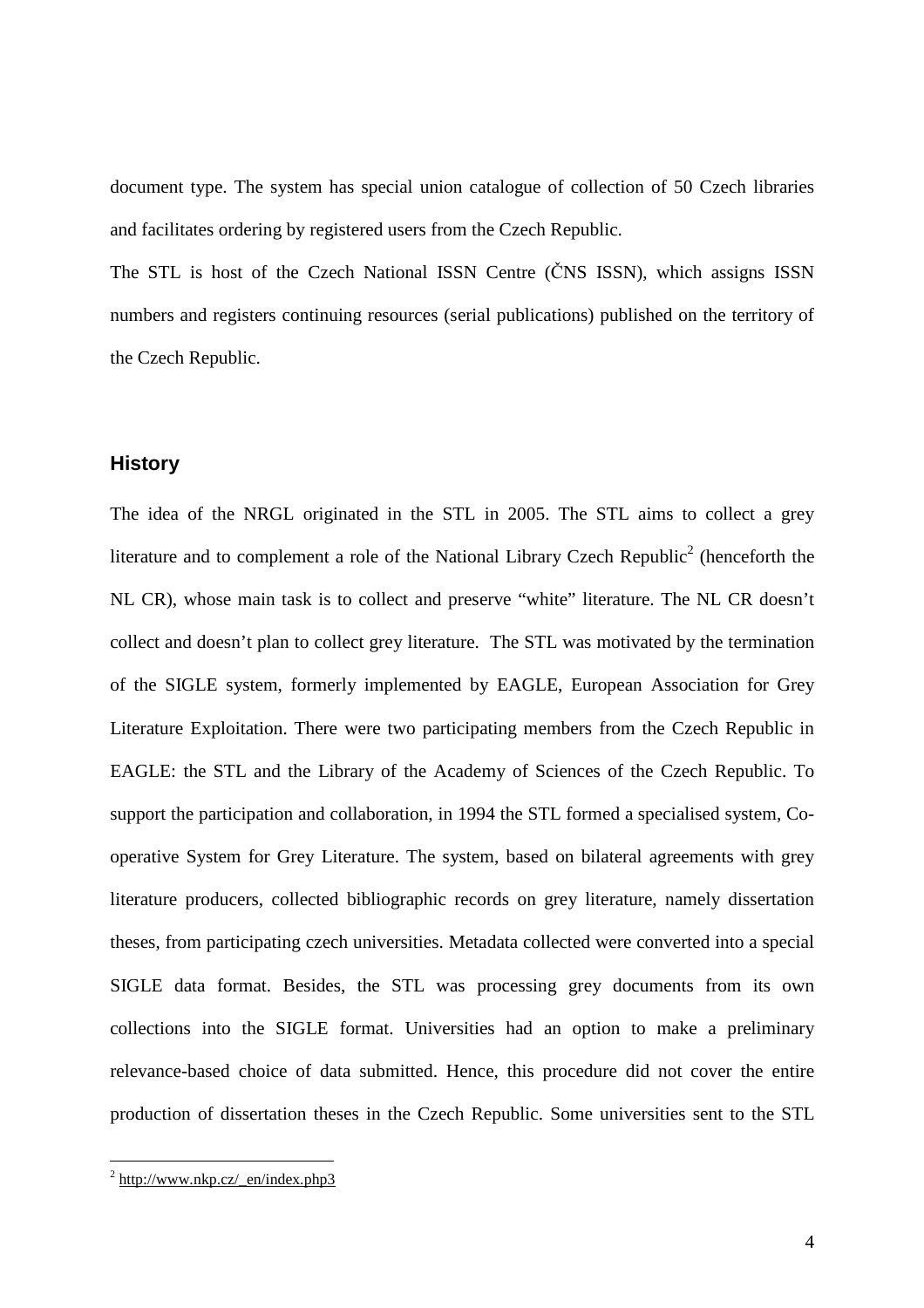document type. The system has special union catalogue of collection of 50 Czech libraries and facilitates ordering by registered users from the Czech Republic.

The STL is host of the Czech National ISSN Centre (ČNS ISSN), which assigns ISSN numbers and registers continuing resources (serial publications) published on the territory of the Czech Republic.

## History

The idea of the NRGL originated in the STL in 2005. The STL aims to collect a grey literature and to complement a role of the National Library Czech Republic[2] (henceforth the NL CR), whose main task is to collect and preserve "white" literature. The NL CR doesn't collect and doesn't plan to collect grey literature. The STL was motivated by the termination of the SIGLE system, formerly implemented by EAGLE, European Association for Grey Literature Exploitation. There were two participating members from the Czech Republic in EAGLE: the STL and the Library of the Academy of Sciences of the Czech Republic. To support the participation and collaboration, in 1994 the STL formed a specialised system, Co-operative System for Grey Literature. The system, based on bilateral agreements with grey literature producers, collected bibliographic records on grey literature, namely dissertation theses, from participating czech universities. Metadata collected were converted into a special SIGLE data format. Besides, the STL was processing grey documents from its own collections into the SIGLE format. Universities had an option to make a preliminary relevance-based choice of data submitted. Hence, this procedure did not cover the entire production of dissertation theses in the Czech Republic. Some universities sent to the STL

[2] http://www.nkp.cz/_en/index.php3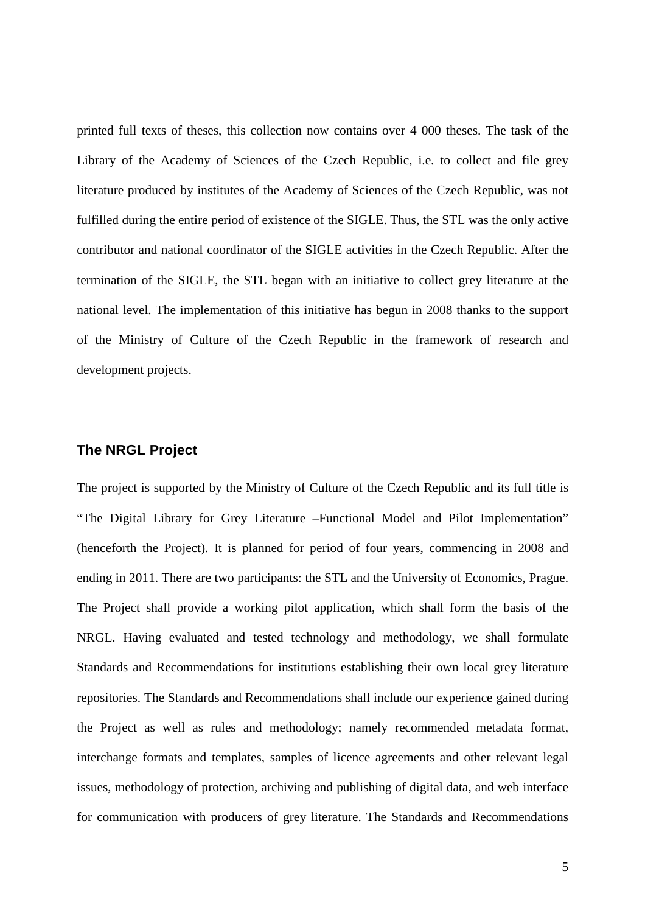printed full texts of theses, this collection now contains over 4 000 theses. The task of the Library of the Academy of Sciences of the Czech Republic, i.e. to collect and file grey literature produced by institutes of the Academy of Sciences of the Czech Republic, was not fulfilled during the entire period of existence of the SIGLE. Thus, the STL was the only active contributor and national coordinator of the SIGLE activities in the Czech Republic. After the termination of the SIGLE, the STL began with an initiative to collect grey literature at the national level. The implementation of this initiative has begun in 2008 thanks to the support of the Ministry of Culture of the Czech Republic in the framework of research and development projects.

## The NRGL Project

The project is supported by the Ministry of Culture of the Czech Republic and its full title is "The Digital Library for Grey Literature –Functional Model and Pilot Implementation" (henceforth the Project). It is planned for period of four years, commencing in 2008 and ending in 2011. There are two participants: the STL and the University of Economics, Prague. The Project shall provide a working pilot application, which shall form the basis of the NRGL. Having evaluated and tested technology and methodology, we shall formulate Standards and Recommendations for institutions establishing their own local grey literature repositories. The Standards and Recommendations shall include our experience gained during the Project as well as rules and methodology; namely recommended metadata format, interchange formats and templates, samples of licence agreements and other relevant legal issues, methodology of protection, archiving and publishing of digital data, and web interface for communication with producers of grey literature. The Standards and Recommendations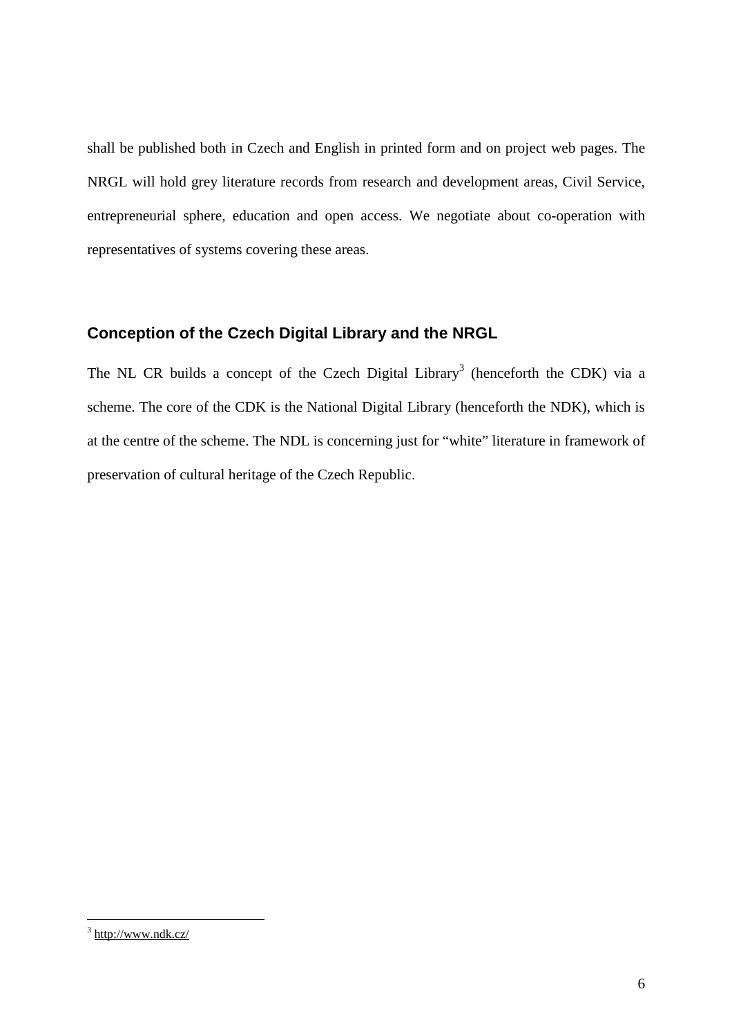shall be published both in Czech and English in printed form and on project web pages. The NRGL will hold grey literature records from research and development areas, Civil Service, entrepreneurial sphere, education and open access. We negotiate about co-operation with representatives of systems covering these areas.

## Conception of the Czech Digital Library and the NRGL

The NL CR builds a concept of the Czech Digital Library[3] (henceforth the CDK) via a scheme. The core of the CDK is the National Digital Library (henceforth the NDK), which is at the centre of the scheme. The NDL is concerning just for "white" literature in framework of preservation of cultural heritage of the Czech Republic.

---

[3] http://www.ndk.cz/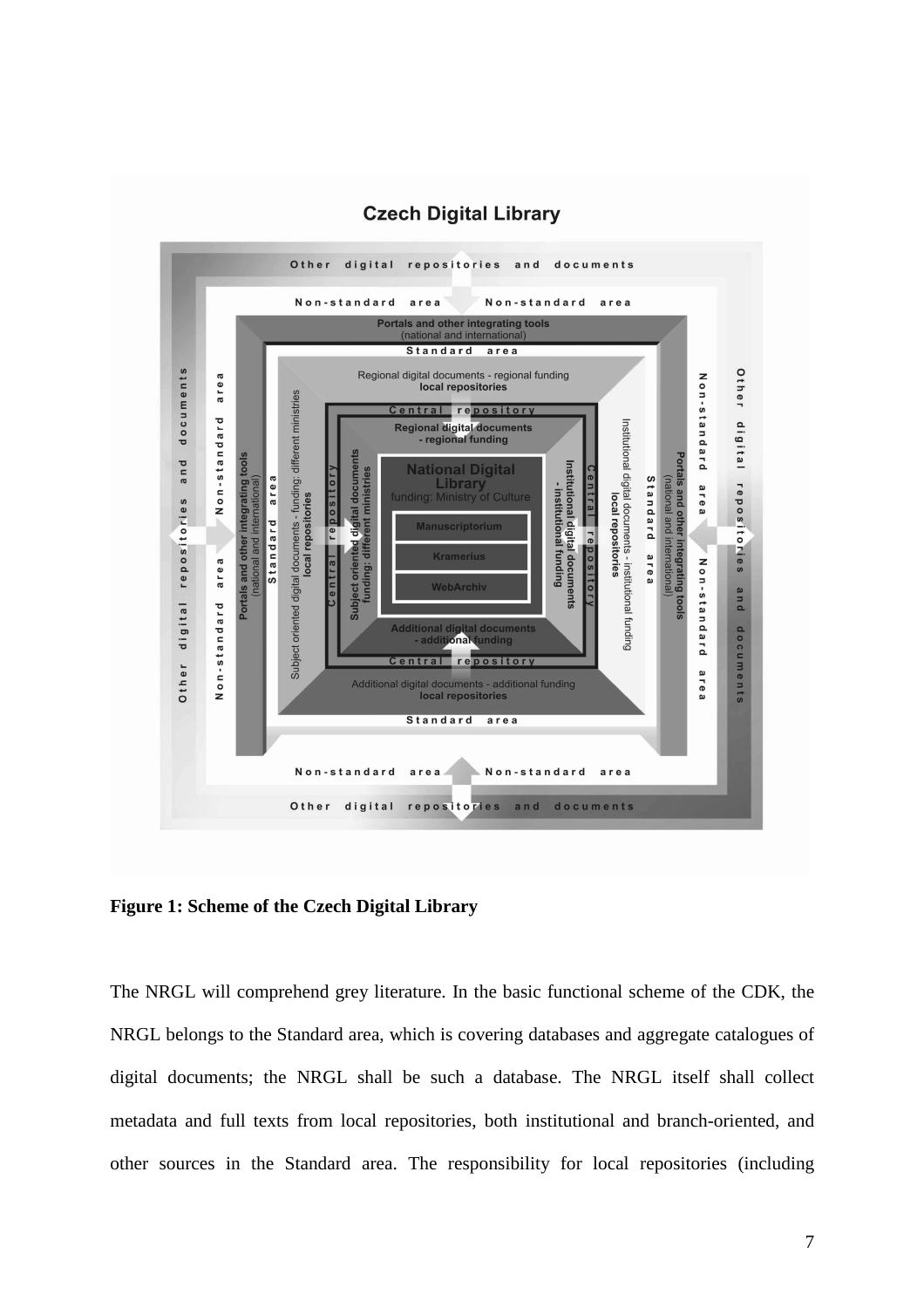**Figure 1: Scheme of the Czech Digital Library**

The NRGL will comprehend grey literature. In the basic functional scheme of the CDK, the NRGL belongs to the Standard area, which is covering databases and aggregate catalogues of digital documents; the NRGL shall be such a database. The NRGL itself shall collect metadata and full texts from local repositories, both institutional and branch-oriented, and other sources in the Standard area. The responsibility for local repositories (including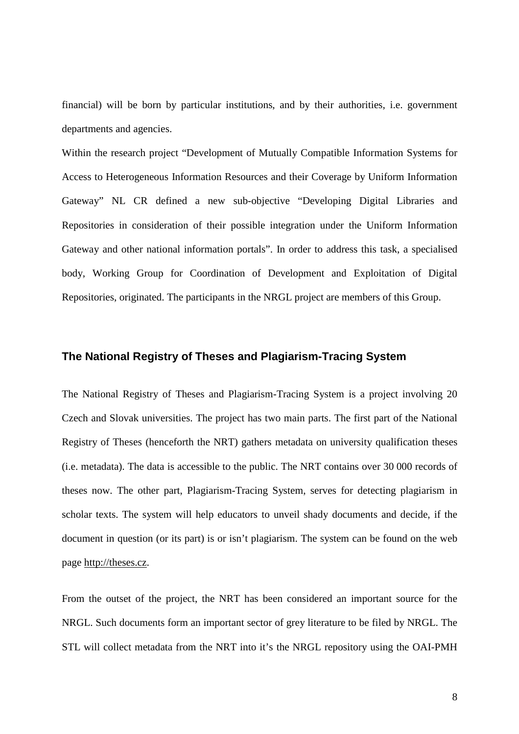financial) will be born by particular institutions, and by their authorities, i.e. government departments and agencies.

Within the research project "Development of Mutually Compatible Information Systems for Access to Heterogeneous Information Resources and their Coverage by Uniform Information Gateway" NL CR defined a new sub-objective "Developing Digital Libraries and Repositories in consideration of their possible integration under the Uniform Information Gateway and other national information portals". In order to address this task, a specialised body, Working Group for Coordination of Development and Exploitation of Digital Repositories, originated. The participants in the NRGL project are members of this Group.

## The National Registry of Theses and Plagiarism-Tracing System

The National Registry of Theses and Plagiarism-Tracing System is a project involving 20 Czech and Slovak universities. The project has two main parts. The first part of the National Registry of Theses (henceforth the NRT) gathers metadata on university qualification theses (i.e. metadata). The data is accessible to the public. The NRT contains over 30 000 records of theses now. The other part, Plagiarism-Tracing System, serves for detecting plagiarism in scholar texts. The system will help educators to unveil shady documents and decide, if the document in question (or its part) is or isn't plagiarism. The system can be found on the web page http://theses.cz.

From the outset of the project, the NRT has been considered an important source for the NRGL. Such documents form an important sector of grey literature to be filed by NRGL. The STL will collect metadata from the NRT into it's the NRGL repository using the OAI-PMH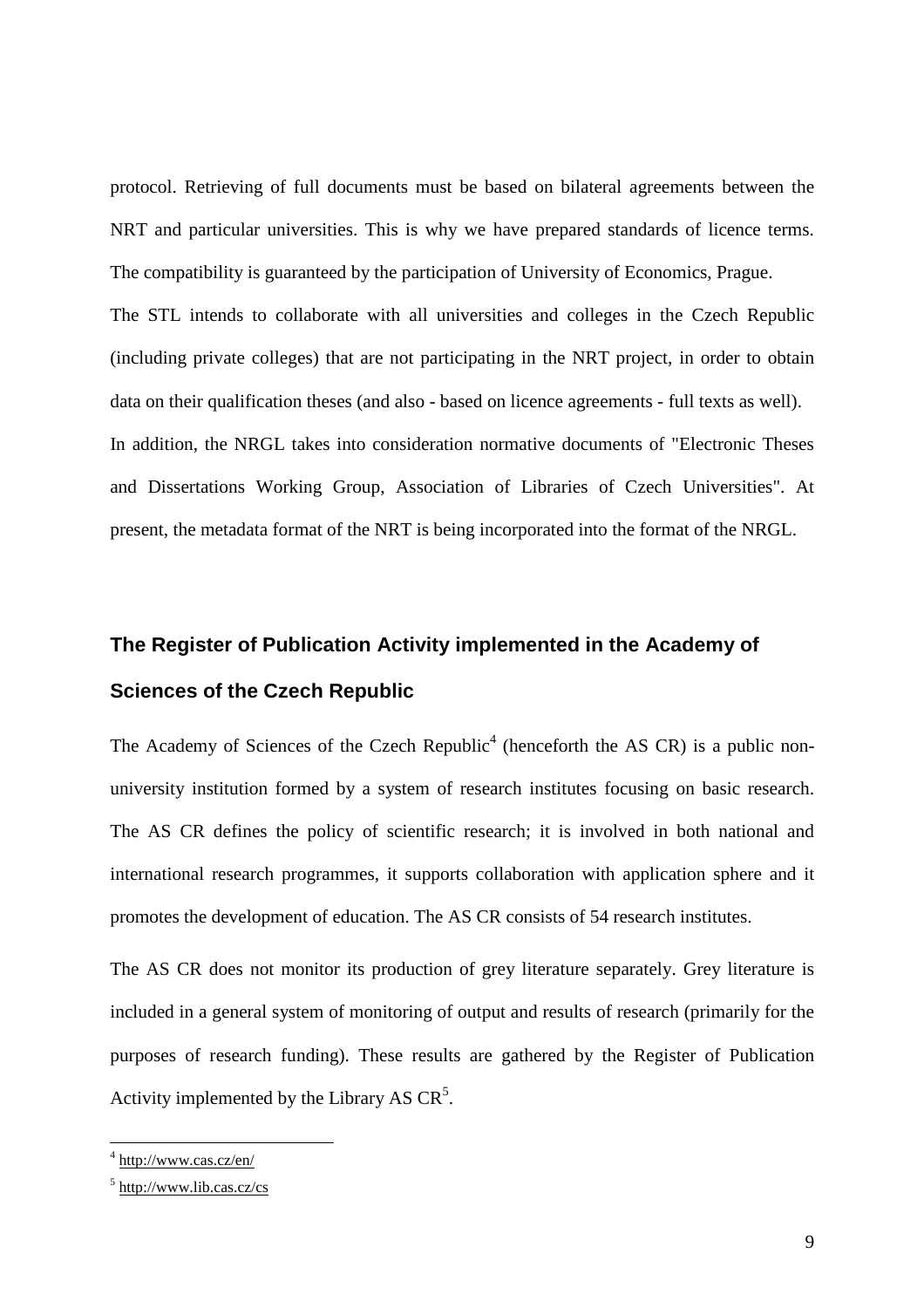protocol. Retrieving of full documents must be based on bilateral agreements between the NRT and particular universities. This is why we have prepared standards of licence terms. The compatibility is guaranteed by the participation of University of Economics, Prague.

The STL intends to collaborate with all universities and colleges in the Czech Republic (including private colleges) that are not participating in the NRT project, in order to obtain data on their qualification theses (and also - based on licence agreements - full texts as well).

In addition, the NRGL takes into consideration normative documents of "Electronic Theses and Dissertations Working Group, Association of Libraries of Czech Universities". At present, the metadata format of the NRT is being incorporated into the format of the NRGL.

## The Register of Publication Activity implemented in the Academy of Sciences of the Czech Republic

The Academy of Sciences of the Czech Republic[4] (henceforth the AS CR) is a public non-university institution formed by a system of research institutes focusing on basic research. The AS CR defines the policy of scientific research; it is involved in both national and international research programmes, it supports collaboration with application sphere and it promotes the development of education. The AS CR consists of 54 research institutes.

The AS CR does not monitor its production of grey literature separately. Grey literature is included in a general system of monitoring of output and results of research (primarily for the purposes of research funding). These results are gathered by the Register of Publication Activity implemented by the Library AS CR[5].

---

[4] http://www.cas.cz/en/

[5] http://www.lib.cas.cz/cs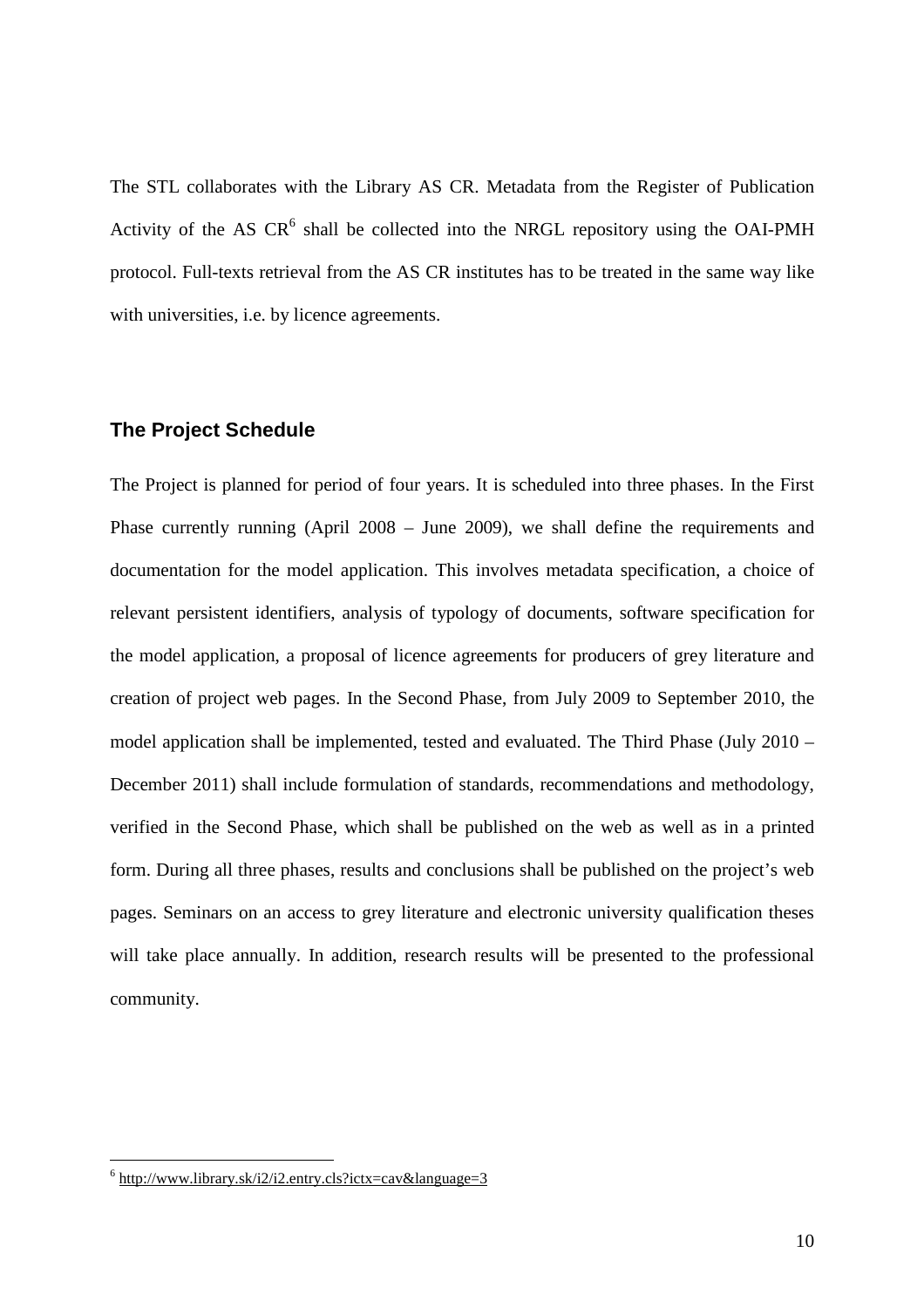The STL collaborates with the Library AS CR. Metadata from the Register of Publication Activity of the AS CR[6] shall be collected into the NRGL repository using the OAI-PMH protocol. Full-texts retrieval from the AS CR institutes has to be treated in the same way like with universities, i.e. by licence agreements.

## The Project Schedule

The Project is planned for period of four years. It is scheduled into three phases. In the First Phase currently running (April 2008 – June 2009), we shall define the requirements and documentation for the model application. This involves metadata specification, a choice of relevant persistent identifiers, analysis of typology of documents, software specification for the model application, a proposal of licence agreements for producers of grey literature and creation of project web pages. In the Second Phase, from July 2009 to September 2010, the model application shall be implemented, tested and evaluated. The Third Phase (July 2010 – December 2011) shall include formulation of standards, recommendations and methodology, verified in the Second Phase, which shall be published on the web as well as in a printed form. During all three phases, results and conclusions shall be published on the project's web pages. Seminars on an access to grey literature and electronic university qualification theses will take place annually. In addition, research results will be presented to the professional community.

---

[6] http://www.library.sk/i2/i2.entry.cls?ictx=cav&language=3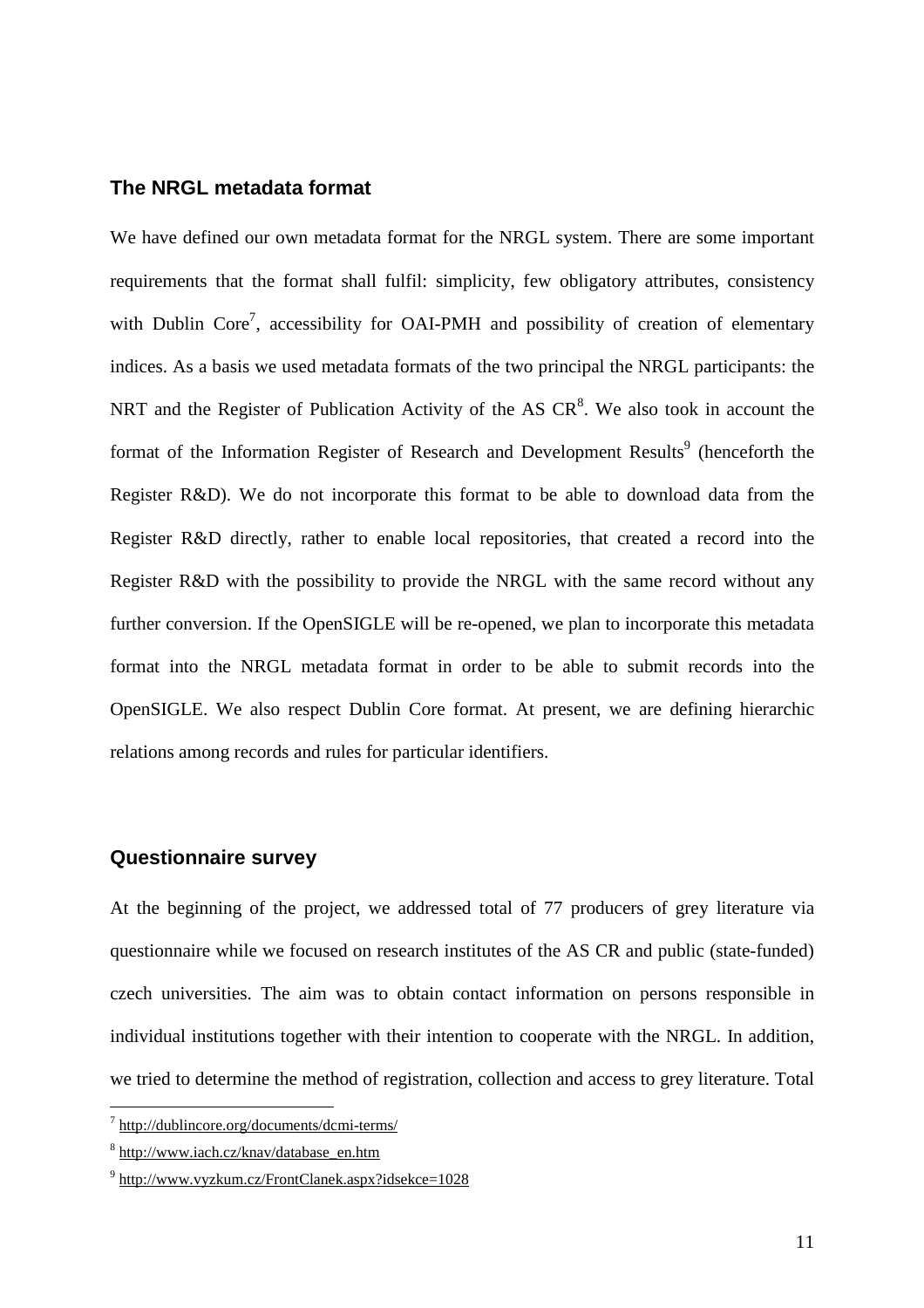## The NRGL metadata format

We have defined our own metadata format for the NRGL system. There are some important requirements that the format shall fulfil: simplicity, few obligatory attributes, consistency with Dublin Core[7], accessibility for OAI-PMH and possibility of creation of elementary indices. As a basis we used metadata formats of the two principal the NRGL participants: the NRT and the Register of Publication Activity of the AS CR[8]. We also took in account the format of the Information Register of Research and Development Results[9] (henceforth the Register R&D). We do not incorporate this format to be able to download data from the Register R&D directly, rather to enable local repositories, that created a record into the Register R&D with the possibility to provide the NRGL with the same record without any further conversion. If the OpenSIGLE will be re-opened, we plan to incorporate this metadata format into the NRGL metadata format in order to be able to submit records into the OpenSIGLE. We also respect Dublin Core format. At present, we are defining hierarchic relations among records and rules for particular identifiers.

## Questionnaire survey

At the beginning of the project, we addressed total of 77 producers of grey literature via questionnaire while we focused on research institutes of the AS CR and public (state-funded) czech universities. The aim was to obtain contact information on persons responsible in individual institutions together with their intention to cooperate with the NRGL. In addition, we tried to determine the method of registration, collection and access to grey literature. Total

---

[7] http://dublincore.org/documents/dcmi-terms/

[8] http://www.iach.cz/knav/database_en.htm

[9] http://www.vyzkum.cz/FrontClanek.aspx?idsekce=1028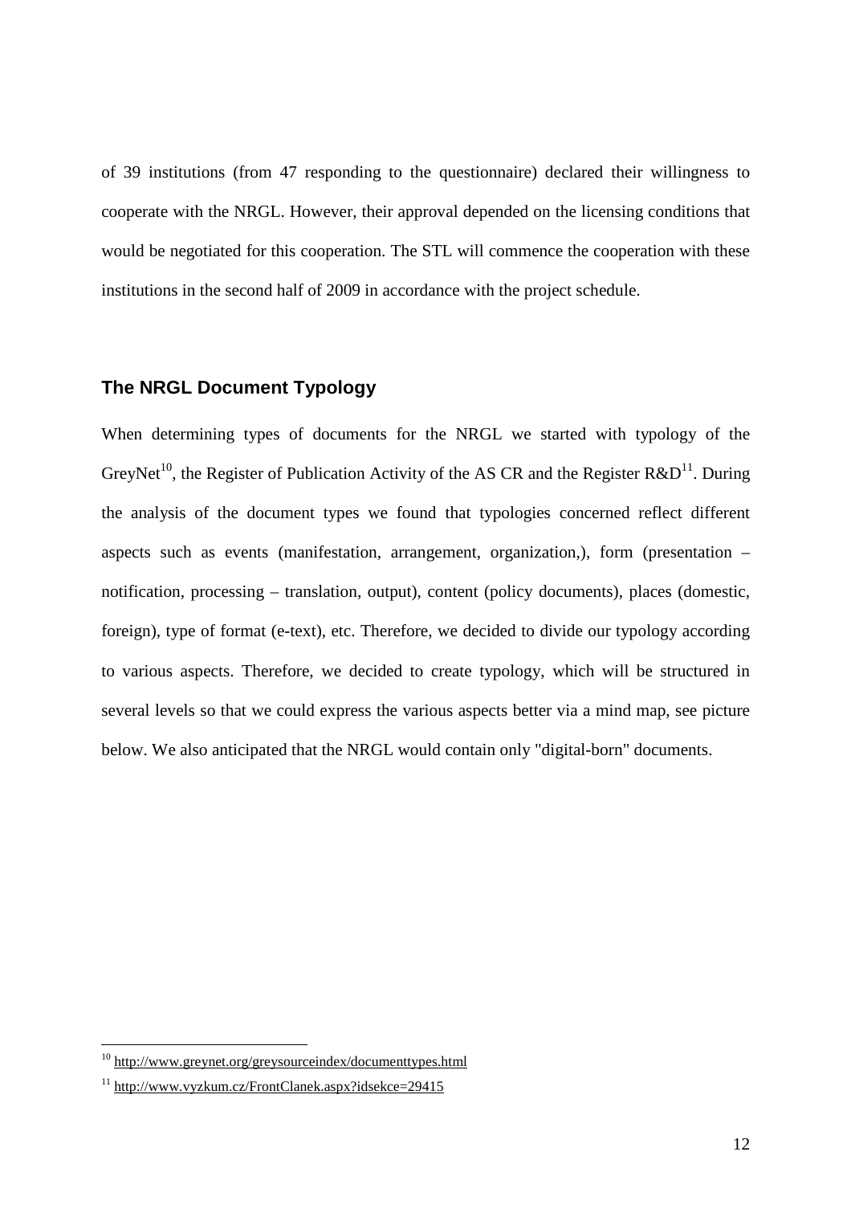of 39 institutions (from 47 responding to the questionnaire) declared their willingness to cooperate with the NRGL. However, their approval depended on the licensing conditions that would be negotiated for this cooperation. The STL will commence the cooperation with these institutions in the second half of 2009 in accordance with the project schedule.

## The NRGL Document Typology

When determining types of documents for the NRGL we started with typology of the GreyNet[10], the Register of Publication Activity of the AS CR and the Register R&D[11]. During the analysis of the document types we found that typologies concerned reflect different aspects such as events (manifestation, arrangement, organization,), form (presentation – notification, processing – translation, output), content (policy documents), places (domestic, foreign), type of format (e-text), etc. Therefore, we decided to divide our typology according to various aspects. Therefore, we decided to create typology, which will be structured in several levels so that we could express the various aspects better via a mind map, see picture below. We also anticipated that the NRGL would contain only "digital-born" documents.

---

[10] http://www.greynet.org/greysourceindex/documenttypes.html

[11] http://www.vyzkum.cz/FrontClanek.aspx?idsekce=29415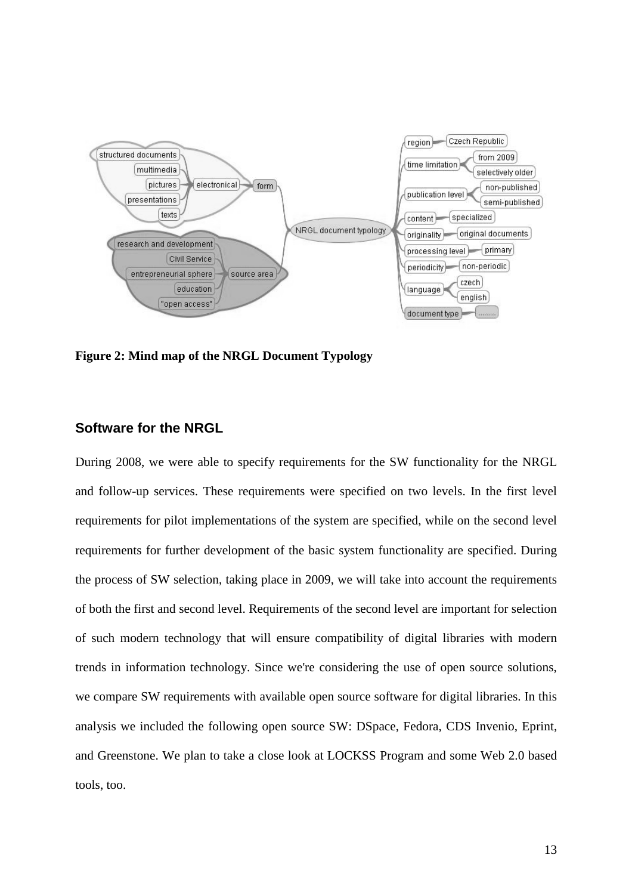**Figure 2: Mind map of the NRGL Document Typology**

## Software for the NRGL

During 2008, we were able to specify requirements for the SW functionality for the NRGL and follow-up services. These requirements were specified on two levels. In the first level requirements for pilot implementations of the system are specified, while on the second level requirements for further development of the basic system functionality are specified. During the process of SW selection, taking place in 2009, we will take into account the requirements of both the first and second level. Requirements of the second level are important for selection of such modern technology that will ensure compatibility of digital libraries with modern trends in information technology. Since we're considering the use of open source solutions, we compare SW requirements with available open source software for digital libraries. In this analysis we included the following open source SW: DSpace, Fedora, CDS Invenio, Eprint, and Greenstone. We plan to take a close look at LOCKSS Program and some Web 2.0 based tools, too.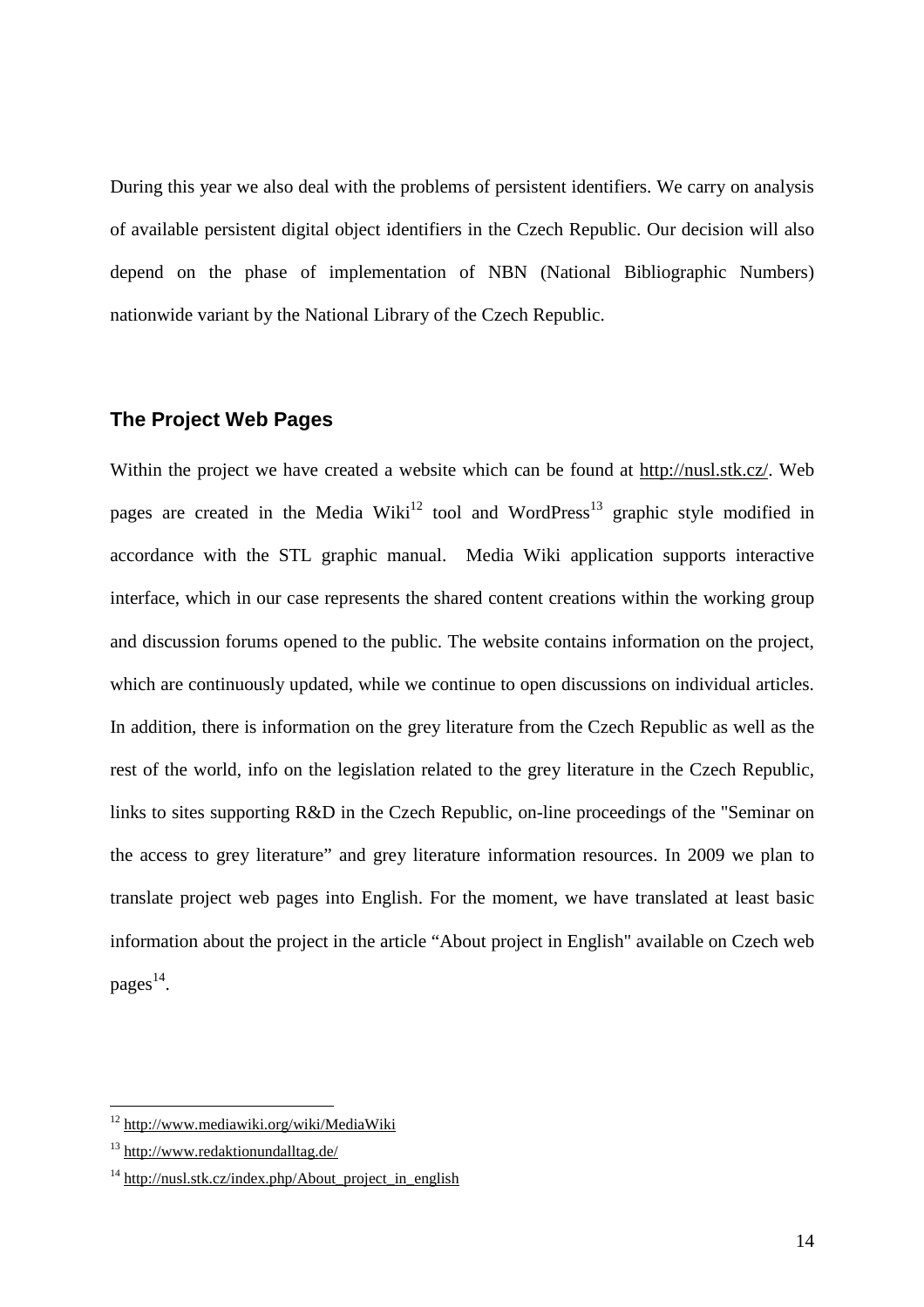During this year we also deal with the problems of persistent identifiers. We carry on analysis of available persistent digital object identifiers in the Czech Republic. Our decision will also depend on the phase of implementation of NBN (National Bibliographic Numbers) nationwide variant by the National Library of the Czech Republic.

## The Project Web Pages

Within the project we have created a website which can be found at http://nusl.stk.cz/. Web pages are created in the Media Wiki[12] tool and WordPress[13] graphic style modified in accordance with the STL graphic manual. Media Wiki application supports interactive interface, which in our case represents the shared content creations within the working group and discussion forums opened to the public. The website contains information on the project, which are continuously updated, while we continue to open discussions on individual articles. In addition, there is information on the grey literature from the Czech Republic as well as the rest of the world, info on the legislation related to the grey literature in the Czech Republic, links to sites supporting R&D in the Czech Republic, on-line proceedings of the "Seminar on the access to grey literature" and grey literature information resources. In 2009 we plan to translate project web pages into English. For the moment, we have translated at least basic information about the project in the article "About project in English" available on Czech web pages[14].

---

[12] http://www.mediawiki.org/wiki/MediaWiki

[13] http://www.redaktionundalltag.de/

[14] http://nusl.stk.cz/index.php/About_project_in_english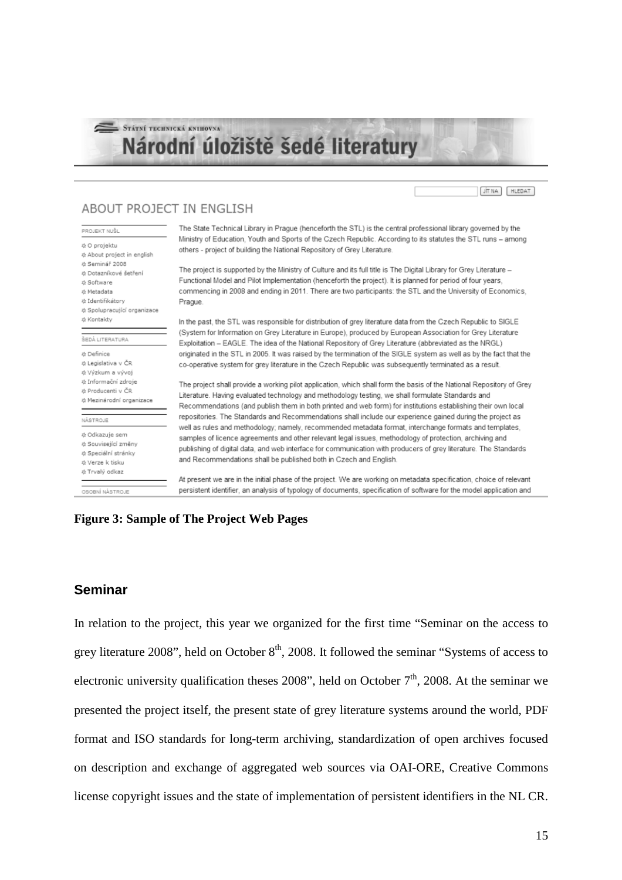**Figure 3: Sample of The Project Web Pages**

## Seminar

In relation to the project, this year we organized for the first time "Seminar on the access to grey literature 2008", held on October 8th, 2008. It followed the seminar "Systems of access to electronic university qualification theses 2008", held on October 7th, 2008. At the seminar we presented the project itself, the present state of grey literature systems around the world, PDF format and ISO standards for long-term archiving, standardization of open archives focused on description and exchange of aggregated web sources via OAI-ORE, Creative Commons license copyright issues and the state of implementation of persistent identifiers in the NL CR.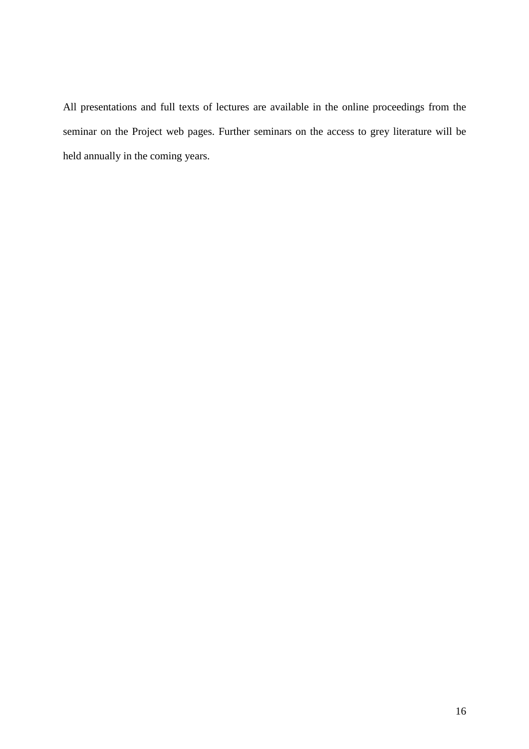All presentations and full texts of lectures are available in the online proceedings from the seminar on the Project web pages. Further seminars on the access to grey literature will be held annually in the coming years.